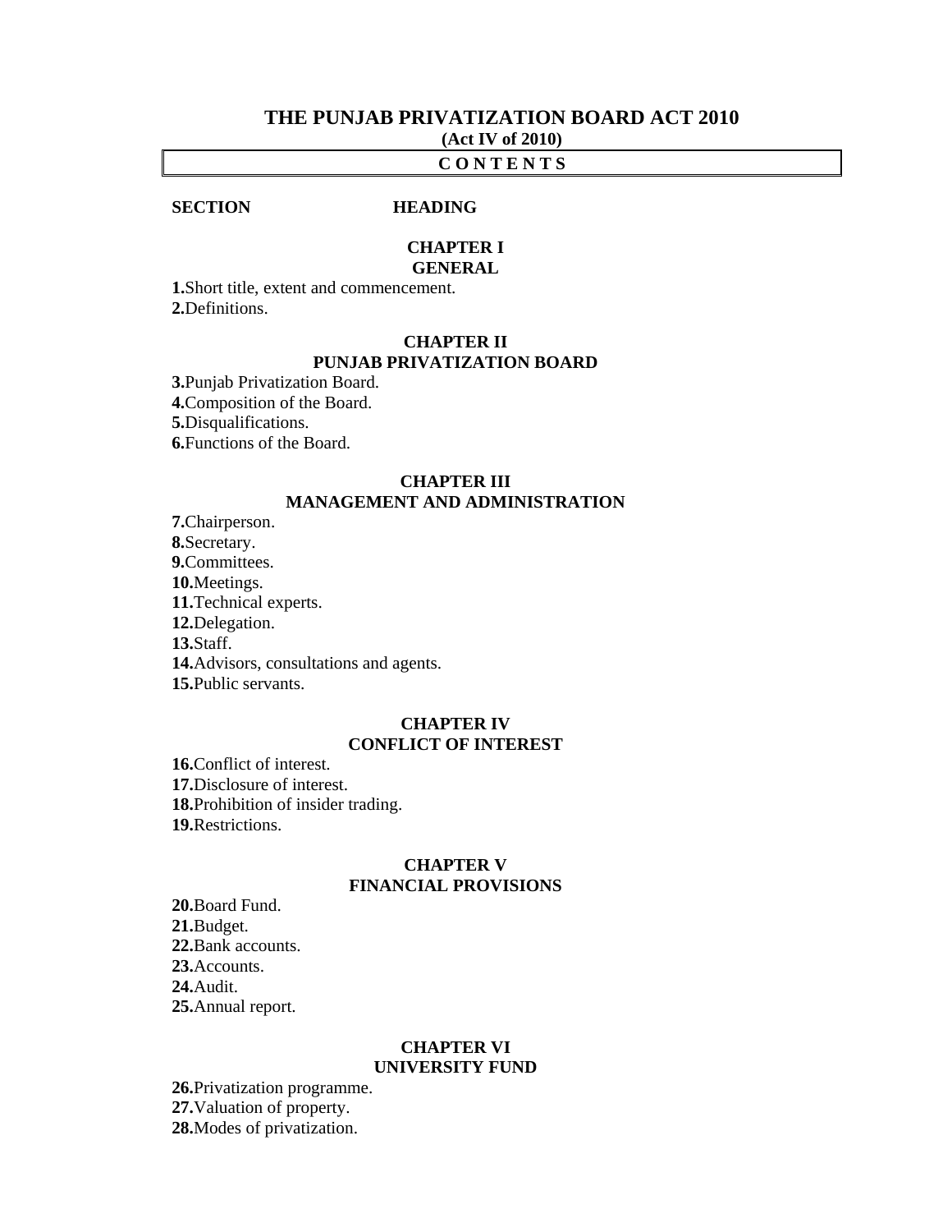# THE PUNJAB PRIVATIZATION BOARD ACT 2010

**(Act IV of 2010)**

**C O N T E N T S**

**SECTION** **HEADING**

## CHAPTER I
## GENERAL

**1.**Short title, extent and commencement.
**2.**Definitions.

## CHAPTER II
## PUNJAB PRIVATIZATION BOARD

**3.**Punjab Privatization Board.
**4.**Composition of the Board.
**5.**Disqualifications.
**6.**Functions of the Board.

## CHAPTER III
## MANAGEMENT AND ADMINISTRATION

**7.**Chairperson.
**8.**Secretary.
**9.**Committees.
**10.**Meetings.
**11.**Technical experts.
**12.**Delegation.
**13.**Staff.
**14.**Advisors, consultations and agents.
**15.**Public servants.

## CHAPTER IV
## CONFLICT OF INTEREST

**16.**Conflict of interest.
**17.**Disclosure of interest.
**18.**Prohibition of insider trading.
**19.**Restrictions.

## CHAPTER V
## FINANCIAL PROVISIONS

**20.**Board Fund.
**21.**Budget.
**22.**Bank accounts.
**23.**Accounts.
**24.**Audit.
**25.**Annual report.

## CHAPTER VI
## UNIVERSITY FUND

**26.**Privatization programme.
**27.**Valuation of property.
**28.**Modes of privatization.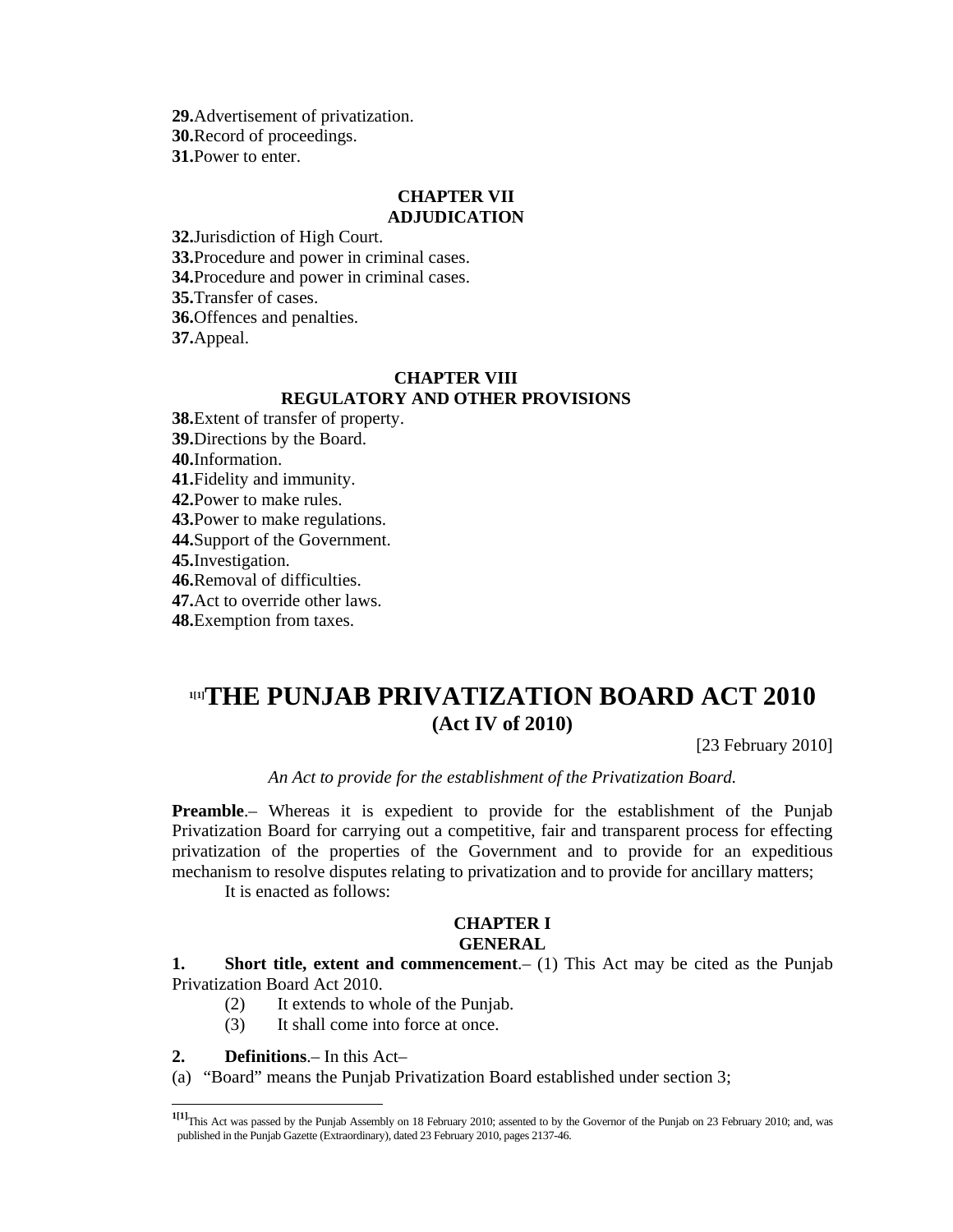**29.** Advertisement of privatization.
**30.** Record of proceedings.
**31.** Power to enter.

**CHAPTER VII**
**ADJUDICATION**

**32.** Jurisdiction of High Court.
**33.** Procedure and power in criminal cases.
**34.** Procedure and power in criminal cases.
**35.** Transfer of cases.
**36.** Offences and penalties.
**37.** Appeal.

**CHAPTER VIII**
**REGULATORY AND OTHER PROVISIONS**

**38.** Extent of transfer of property.
**39.** Directions by the Board.
**40.** Information.
**41.** Fidelity and immunity.
**42.** Power to make rules.
**43.** Power to make regulations.
**44.** Support of the Government.
**45.** Investigation.
**46.** Removal of difficulties.
**47.** Act to override other laws.
**48.** Exemption from taxes.

# [1[1]]THE PUNJAB PRIVATIZATION BOARD ACT 2010
## (Act IV of 2010)

[23 February 2010]

*An Act to provide for the establishment of the Privatization Board.*

**Preamble**.– Whereas it is expedient to provide for the establishment of the Punjab Privatization Board for carrying out a competitive, fair and transparent process for effecting privatization of the properties of the Government and to provide for an expeditious mechanism to resolve disputes relating to privatization and to provide for ancillary matters;

It is enacted as follows:

**CHAPTER I**
**GENERAL**

**1. Short title, extent and commencement**.– (1) This Act may be cited as the Punjab Privatization Board Act 2010.

(2) It extends to whole of the Punjab.

(3) It shall come into force at once.

**2. Definitions**.– In this Act–

(a) "Board" means the Punjab Privatization Board established under section 3;

---

[1[1]] This Act was passed by the Punjab Assembly on 18 February 2010; assented to by the Governor of the Punjab on 23 February 2010; and, was published in the Punjab Gazette (Extraordinary), dated 23 February 2010, pages 2137-46.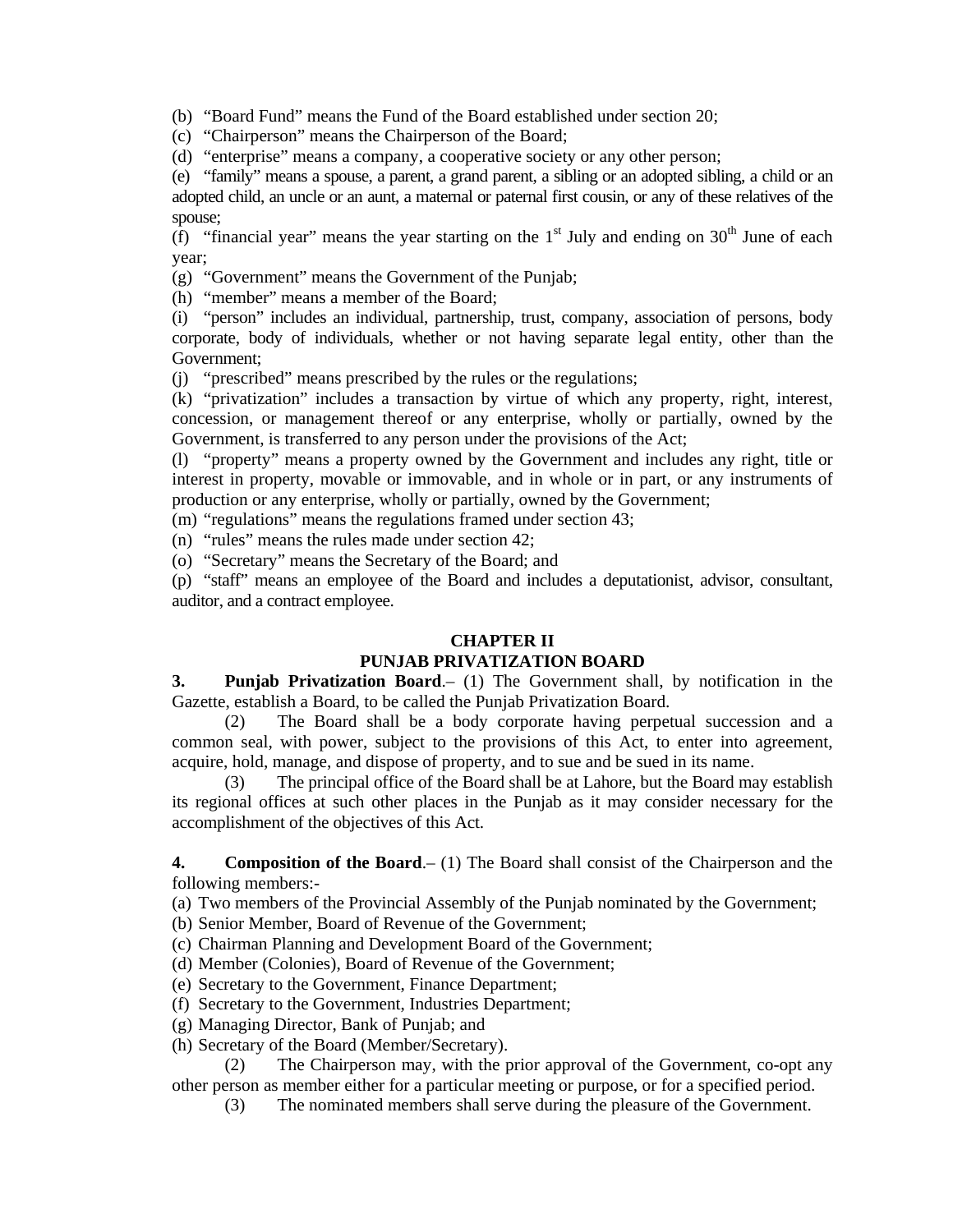(b) "Board Fund" means the Fund of the Board established under section 20;

(c) "Chairperson" means the Chairperson of the Board;

(d) "enterprise" means a company, a cooperative society or any other person;

(e) "family" means a spouse, a parent, a grand parent, a sibling or an adopted sibling, a child or an adopted child, an uncle or an aunt, a maternal or paternal first cousin, or any of these relatives of the spouse;

(f) "financial year" means the year starting on the 1st July and ending on 30th June of each year;

(g) "Government" means the Government of the Punjab;

(h) "member" means a member of the Board;

(i) "person" includes an individual, partnership, trust, company, association of persons, body corporate, body of individuals, whether or not having separate legal entity, other than the Government;

(j) "prescribed" means prescribed by the rules or the regulations;

(k) "privatization" includes a transaction by virtue of which any property, right, interest, concession, or management thereof or any enterprise, wholly or partially, owned by the Government, is transferred to any person under the provisions of the Act;

(l) "property" means a property owned by the Government and includes any right, title or interest in property, movable or immovable, and in whole or in part, or any instruments of production or any enterprise, wholly or partially, owned by the Government;

(m) "regulations" means the regulations framed under section 43;

(n) "rules" means the rules made under section 42;

(o) "Secretary" means the Secretary of the Board; and

(p) "staff" means an employee of the Board and includes a deputationist, advisor, consultant, auditor, and a contract employee.

## CHAPTER II
## PUNJAB PRIVATIZATION BOARD

**3. Punjab Privatization Board**.– (1) The Government shall, by notification in the Gazette, establish a Board, to be called the Punjab Privatization Board.

(2) The Board shall be a body corporate having perpetual succession and a common seal, with power, subject to the provisions of this Act, to enter into agreement, acquire, hold, manage, and dispose of property, and to sue and be sued in its name.

(3) The principal office of the Board shall be at Lahore, but the Board may establish its regional offices at such other places in the Punjab as it may consider necessary for the accomplishment of the objectives of this Act.

**4. Composition of the Board**.– (1) The Board shall consist of the Chairperson and the following members:-

(a) Two members of the Provincial Assembly of the Punjab nominated by the Government;

(b) Senior Member, Board of Revenue of the Government;

(c) Chairman Planning and Development Board of the Government;

(d) Member (Colonies), Board of Revenue of the Government;

(e) Secretary to the Government, Finance Department;

(f) Secretary to the Government, Industries Department;

(g) Managing Director, Bank of Punjab; and

(h) Secretary of the Board (Member/Secretary).

(2) The Chairperson may, with the prior approval of the Government, co-opt any other person as member either for a particular meeting or purpose, or for a specified period.

(3) The nominated members shall serve during the pleasure of the Government.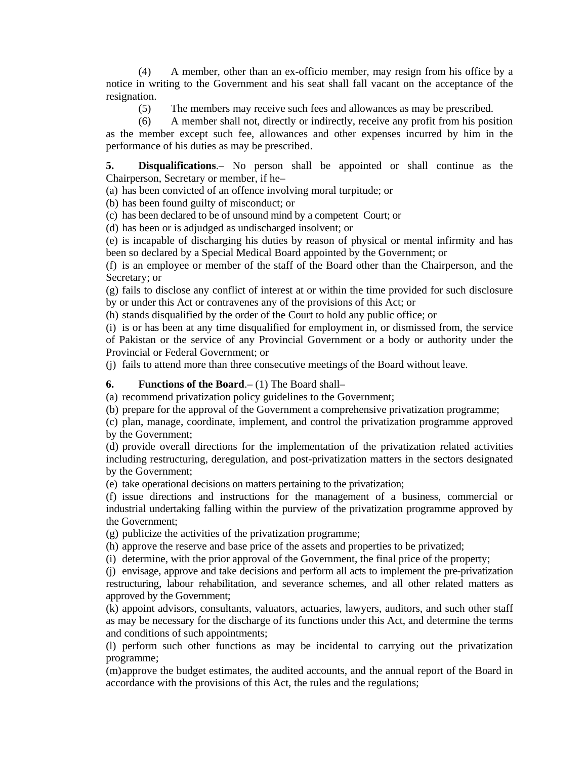(4) A member, other than an ex-officio member, may resign from his office by a notice in writing to the Government and his seat shall fall vacant on the acceptance of the resignation.

(5) The members may receive such fees and allowances as may be prescribed.

(6) A member shall not, directly or indirectly, receive any profit from his position as the member except such fee, allowances and other expenses incurred by him in the performance of his duties as may be prescribed.

**5. Disqualifications**.– No person shall be appointed or shall continue as the Chairperson, Secretary or member, if he–

(a) has been convicted of an offence involving moral turpitude; or

(b) has been found guilty of misconduct; or

(c) has been declared to be of unsound mind by a competent Court; or

(d) has been or is adjudged as undischarged insolvent; or

(e) is incapable of discharging his duties by reason of physical or mental infirmity and has been so declared by a Special Medical Board appointed by the Government; or

(f) is an employee or member of the staff of the Board other than the Chairperson, and the Secretary; or

(g) fails to disclose any conflict of interest at or within the time provided for such disclosure by or under this Act or contravenes any of the provisions of this Act; or

(h) stands disqualified by the order of the Court to hold any public office; or

(i) is or has been at any time disqualified for employment in, or dismissed from, the service of Pakistan or the service of any Provincial Government or a body or authority under the Provincial or Federal Government; or

(j) fails to attend more than three consecutive meetings of the Board without leave.

**6. Functions of the Board**.– (1) The Board shall–

(a) recommend privatization policy guidelines to the Government;

(b) prepare for the approval of the Government a comprehensive privatization programme;

(c) plan, manage, coordinate, implement, and control the privatization programme approved by the Government;

(d) provide overall directions for the implementation of the privatization related activities including restructuring, deregulation, and post-privatization matters in the sectors designated by the Government;

(e) take operational decisions on matters pertaining to the privatization;

(f) issue directions and instructions for the management of a business, commercial or industrial undertaking falling within the purview of the privatization programme approved by the Government;

(g) publicize the activities of the privatization programme;

(h) approve the reserve and base price of the assets and properties to be privatized;

(i) determine, with the prior approval of the Government, the final price of the property;

(j) envisage, approve and take decisions and perform all acts to implement the pre-privatization restructuring, labour rehabilitation, and severance schemes, and all other related matters as approved by the Government;

(k) appoint advisors, consultants, valuators, actuaries, lawyers, auditors, and such other staff as may be necessary for the discharge of its functions under this Act, and determine the terms and conditions of such appointments;

(l) perform such other functions as may be incidental to carrying out the privatization programme;

(m) approve the budget estimates, the audited accounts, and the annual report of the Board in accordance with the provisions of this Act, the rules and the regulations;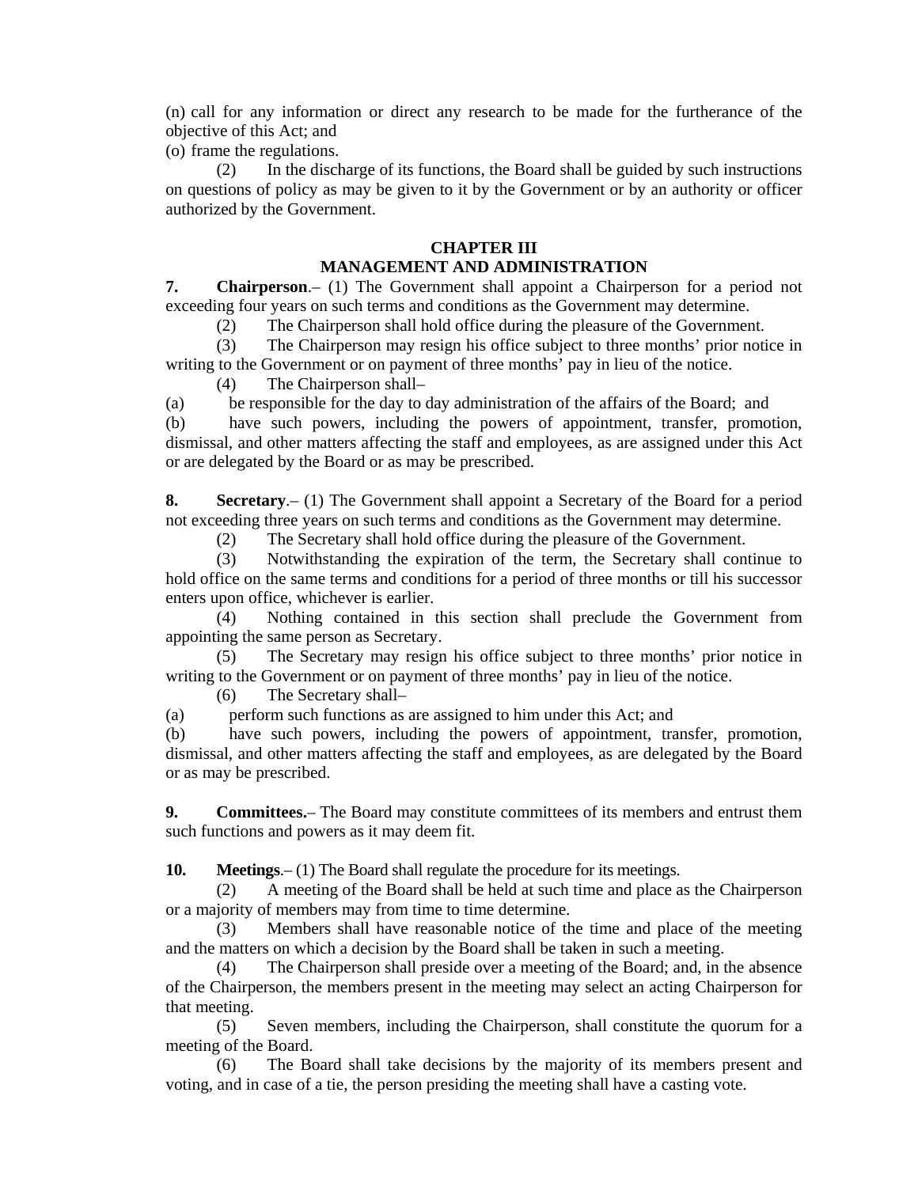(n) call for any information or direct any research to be made for the furtherance of the objective of this Act; and

(o) frame the regulations.

(2) In the discharge of its functions, the Board shall be guided by such instructions on questions of policy as may be given to it by the Government or by an authority or officer authorized by the Government.

## CHAPTER III
## MANAGEMENT AND ADMINISTRATION

**7. Chairperson**.– (1) The Government shall appoint a Chairperson for a period not exceeding four years on such terms and conditions as the Government may determine.

(2) The Chairperson shall hold office during the pleasure of the Government.

(3) The Chairperson may resign his office subject to three months' prior notice in writing to the Government or on payment of three months' pay in lieu of the notice.

(4) The Chairperson shall–

(a) be responsible for the day to day administration of the affairs of the Board; and

(b) have such powers, including the powers of appointment, transfer, promotion, dismissal, and other matters affecting the staff and employees, as are assigned under this Act or are delegated by the Board or as may be prescribed.

**8. Secretary**.– (1) The Government shall appoint a Secretary of the Board for a period not exceeding three years on such terms and conditions as the Government may determine.

(2) The Secretary shall hold office during the pleasure of the Government.

(3) Notwithstanding the expiration of the term, the Secretary shall continue to hold office on the same terms and conditions for a period of three months or till his successor enters upon office, whichever is earlier.

(4) Nothing contained in this section shall preclude the Government from appointing the same person as Secretary.

(5) The Secretary may resign his office subject to three months' prior notice in writing to the Government or on payment of three months' pay in lieu of the notice.

(6) The Secretary shall–

(a) perform such functions as are assigned to him under this Act; and

(b) have such powers, including the powers of appointment, transfer, promotion, dismissal, and other matters affecting the staff and employees, as are delegated by the Board or as may be prescribed.

**9. Committees.**– The Board may constitute committees of its members and entrust them such functions and powers as it may deem fit.

**10. Meetings**.– (1) The Board shall regulate the procedure for its meetings.

(2) A meeting of the Board shall be held at such time and place as the Chairperson or a majority of members may from time to time determine.

(3) Members shall have reasonable notice of the time and place of the meeting and the matters on which a decision by the Board shall be taken in such a meeting.

(4) The Chairperson shall preside over a meeting of the Board; and, in the absence of the Chairperson, the members present in the meeting may select an acting Chairperson for that meeting.

(5) Seven members, including the Chairperson, shall constitute the quorum for a meeting of the Board.

(6) The Board shall take decisions by the majority of its members present and voting, and in case of a tie, the person presiding the meeting shall have a casting vote.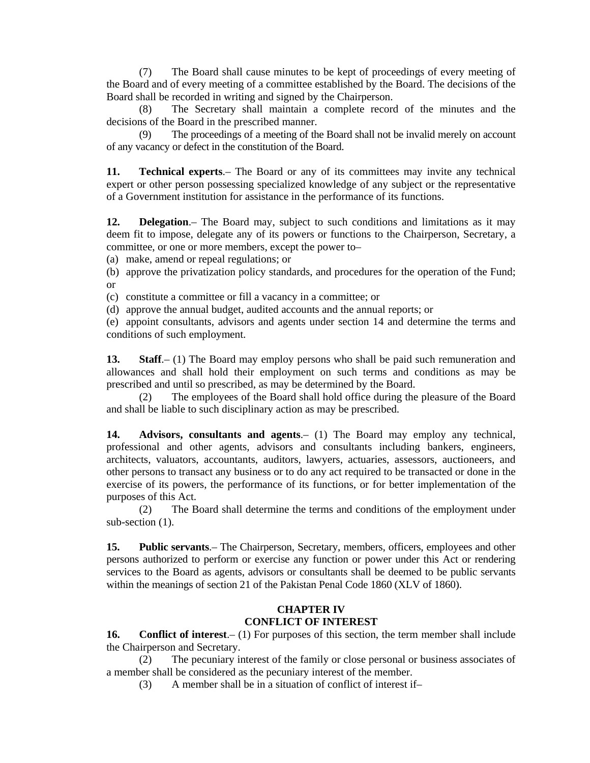(7) The Board shall cause minutes to be kept of proceedings of every meeting of the Board and of every meeting of a committee established by the Board. The decisions of the Board shall be recorded in writing and signed by the Chairperson.

(8) The Secretary shall maintain a complete record of the minutes and the decisions of the Board in the prescribed manner.

(9) The proceedings of a meeting of the Board shall not be invalid merely on account of any vacancy or defect in the constitution of the Board.

**11. Technical experts**.– The Board or any of its committees may invite any technical expert or other person possessing specialized knowledge of any subject or the representative of a Government institution for assistance in the performance of its functions.

**12. Delegation**.– The Board may, subject to such conditions and limitations as it may deem fit to impose, delegate any of its powers or functions to the Chairperson, Secretary, a committee, or one or more members, except the power to–

(a) make, amend or repeal regulations; or

(b) approve the privatization policy standards, and procedures for the operation of the Fund; or

(c) constitute a committee or fill a vacancy in a committee; or

(d) approve the annual budget, audited accounts and the annual reports; or

(e) appoint consultants, advisors and agents under section 14 and determine the terms and conditions of such employment.

**13. Staff**.– (1) The Board may employ persons who shall be paid such remuneration and allowances and shall hold their employment on such terms and conditions as may be prescribed and until so prescribed, as may be determined by the Board.

(2) The employees of the Board shall hold office during the pleasure of the Board and shall be liable to such disciplinary action as may be prescribed.

**14. Advisors, consultants and agents**.– (1) The Board may employ any technical, professional and other agents, advisors and consultants including bankers, engineers, architects, valuators, accountants, auditors, lawyers, actuaries, assessors, auctioneers, and other persons to transact any business or to do any act required to be transacted or done in the exercise of its powers, the performance of its functions, or for better implementation of the purposes of this Act.

(2) The Board shall determine the terms and conditions of the employment under sub-section (1).

**15. Public servants**.– The Chairperson, Secretary, members, officers, employees and other persons authorized to perform or exercise any function or power under this Act or rendering services to the Board as agents, advisors or consultants shall be deemed to be public servants within the meanings of section 21 of the Pakistan Penal Code 1860 (XLV of 1860).

## CHAPTER IV
## CONFLICT OF INTEREST

**16. Conflict of interest**.– (1) For purposes of this section, the term member shall include the Chairperson and Secretary.

(2) The pecuniary interest of the family or close personal or business associates of a member shall be considered as the pecuniary interest of the member.

(3) A member shall be in a situation of conflict of interest if–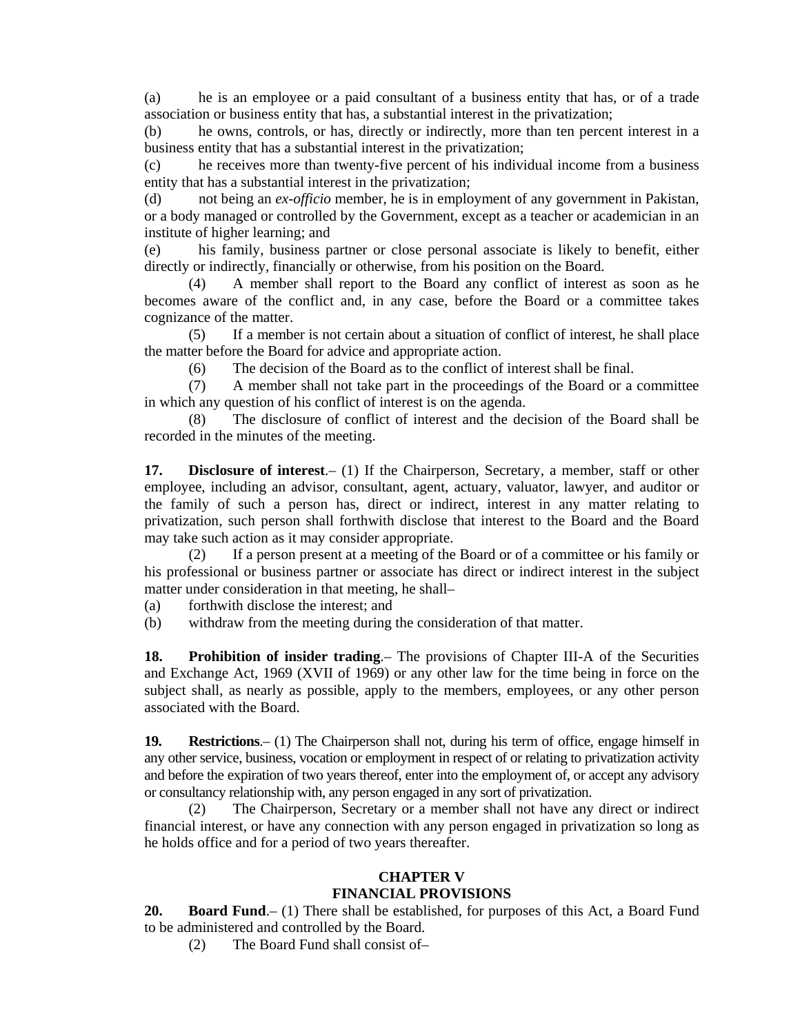(a) he is an employee or a paid consultant of a business entity that has, or of a trade association or business entity that has, a substantial interest in the privatization;

(b) he owns, controls, or has, directly or indirectly, more than ten percent interest in a business entity that has a substantial interest in the privatization;

(c) he receives more than twenty-five percent of his individual income from a business entity that has a substantial interest in the privatization;

(d) not being an *ex-officio* member, he is in employment of any government in Pakistan, or a body managed or controlled by the Government, except as a teacher or academician in an institute of higher learning; and

(e) his family, business partner or close personal associate is likely to benefit, either directly or indirectly, financially or otherwise, from his position on the Board.

(4) A member shall report to the Board any conflict of interest as soon as he becomes aware of the conflict and, in any case, before the Board or a committee takes cognizance of the matter.

(5) If a member is not certain about a situation of conflict of interest, he shall place the matter before the Board for advice and appropriate action.

(6) The decision of the Board as to the conflict of interest shall be final.

(7) A member shall not take part in the proceedings of the Board or a committee in which any question of his conflict of interest is on the agenda.

(8) The disclosure of conflict of interest and the decision of the Board shall be recorded in the minutes of the meeting.

**17. Disclosure of interest**.– (1) If the Chairperson, Secretary, a member, staff or other employee, including an advisor, consultant, agent, actuary, valuator, lawyer, and auditor or the family of such a person has, direct or indirect, interest in any matter relating to privatization, such person shall forthwith disclose that interest to the Board and the Board may take such action as it may consider appropriate.

(2) If a person present at a meeting of the Board or of a committee or his family or his professional or business partner or associate has direct or indirect interest in the subject matter under consideration in that meeting, he shall–

(a) forthwith disclose the interest; and

(b) withdraw from the meeting during the consideration of that matter.

**18. Prohibition of insider trading**.– The provisions of Chapter III-A of the Securities and Exchange Act, 1969 (XVII of 1969) or any other law for the time being in force on the subject shall, as nearly as possible, apply to the members, employees, or any other person associated with the Board.

**19. Restrictions**.– (1) The Chairperson shall not, during his term of office, engage himself in any other service, business, vocation or employment in respect of or relating to privatization activity and before the expiration of two years thereof, enter into the employment of, or accept any advisory or consultancy relationship with, any person engaged in any sort of privatization.

(2) The Chairperson, Secretary or a member shall not have any direct or indirect financial interest, or have any connection with any person engaged in privatization so long as he holds office and for a period of two years thereafter.

## CHAPTER V
## FINANCIAL PROVISIONS

**20. Board Fund**.– (1) There shall be established, for purposes of this Act, a Board Fund to be administered and controlled by the Board.

(2) The Board Fund shall consist of–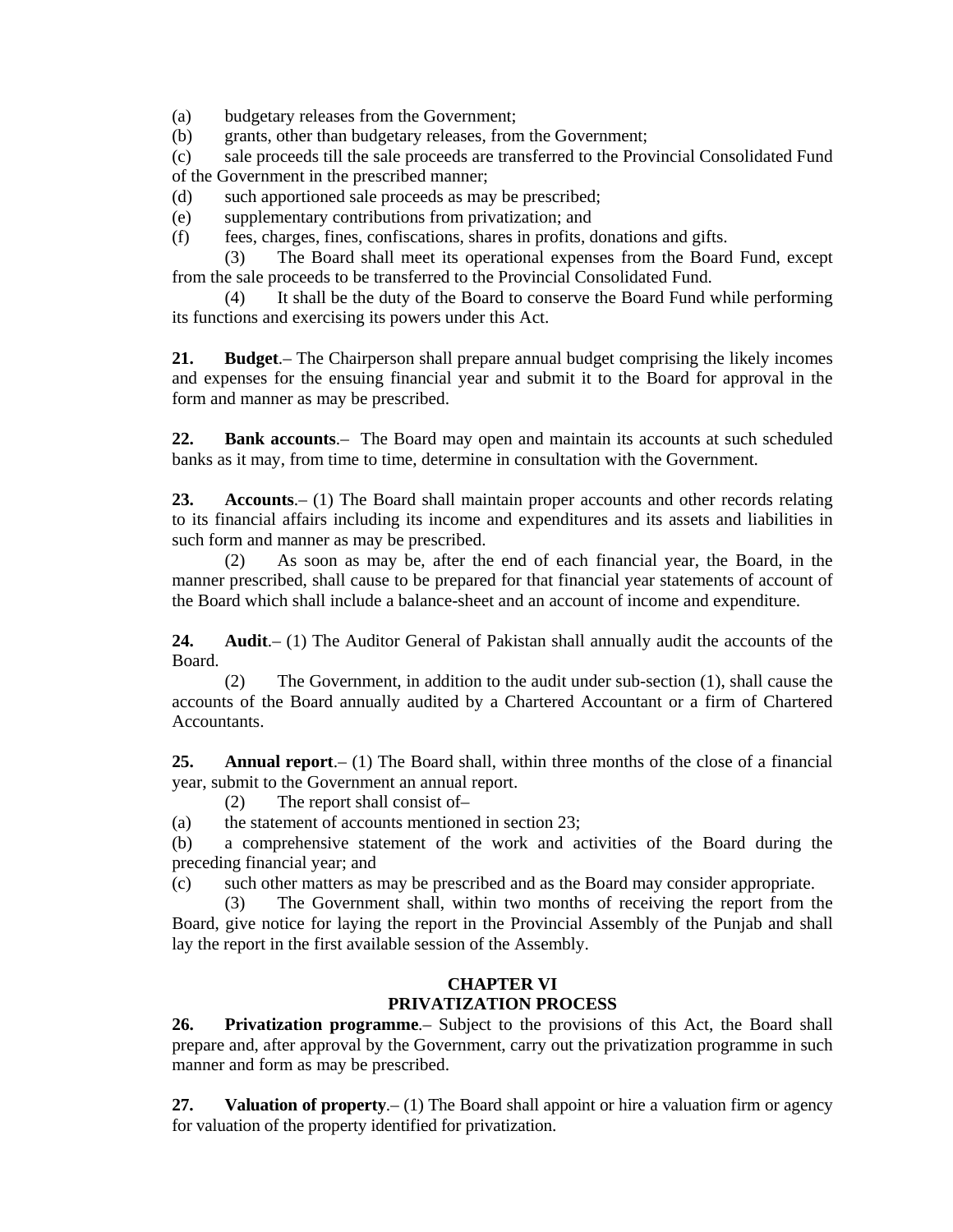(a) budgetary releases from the Government;

(b) grants, other than budgetary releases, from the Government;

(c) sale proceeds till the sale proceeds are transferred to the Provincial Consolidated Fund of the Government in the prescribed manner;

(d) such apportioned sale proceeds as may be prescribed;

(e) supplementary contributions from privatization; and

(f) fees, charges, fines, confiscations, shares in profits, donations and gifts.

(3) The Board shall meet its operational expenses from the Board Fund, except from the sale proceeds to be transferred to the Provincial Consolidated Fund.

(4) It shall be the duty of the Board to conserve the Board Fund while performing its functions and exercising its powers under this Act.

**21. Budget**.– The Chairperson shall prepare annual budget comprising the likely incomes and expenses for the ensuing financial year and submit it to the Board for approval in the form and manner as may be prescribed.

**22. Bank accounts**.– The Board may open and maintain its accounts at such scheduled banks as it may, from time to time, determine in consultation with the Government.

**23. Accounts**.– (1) The Board shall maintain proper accounts and other records relating to its financial affairs including its income and expenditures and its assets and liabilities in such form and manner as may be prescribed.

(2) As soon as may be, after the end of each financial year, the Board, in the manner prescribed, shall cause to be prepared for that financial year statements of account of the Board which shall include a balance-sheet and an account of income and expenditure.

**24. Audit**.– (1) The Auditor General of Pakistan shall annually audit the accounts of the Board.

(2) The Government, in addition to the audit under sub-section (1), shall cause the accounts of the Board annually audited by a Chartered Accountant or a firm of Chartered Accountants.

**25. Annual report**.– (1) The Board shall, within three months of the close of a financial year, submit to the Government an annual report.

(2) The report shall consist of–

(a) the statement of accounts mentioned in section 23;

(b) a comprehensive statement of the work and activities of the Board during the preceding financial year; and

(c) such other matters as may be prescribed and as the Board may consider appropriate.

(3) The Government shall, within two months of receiving the report from the Board, give notice for laying the report in the Provincial Assembly of the Punjab and shall lay the report in the first available session of the Assembly.

## CHAPTER VI
## PRIVATIZATION PROCESS

**26. Privatization programme**.– Subject to the provisions of this Act, the Board shall prepare and, after approval by the Government, carry out the privatization programme in such manner and form as may be prescribed.

**27. Valuation of property**.– (1) The Board shall appoint or hire a valuation firm or agency for valuation of the property identified for privatization.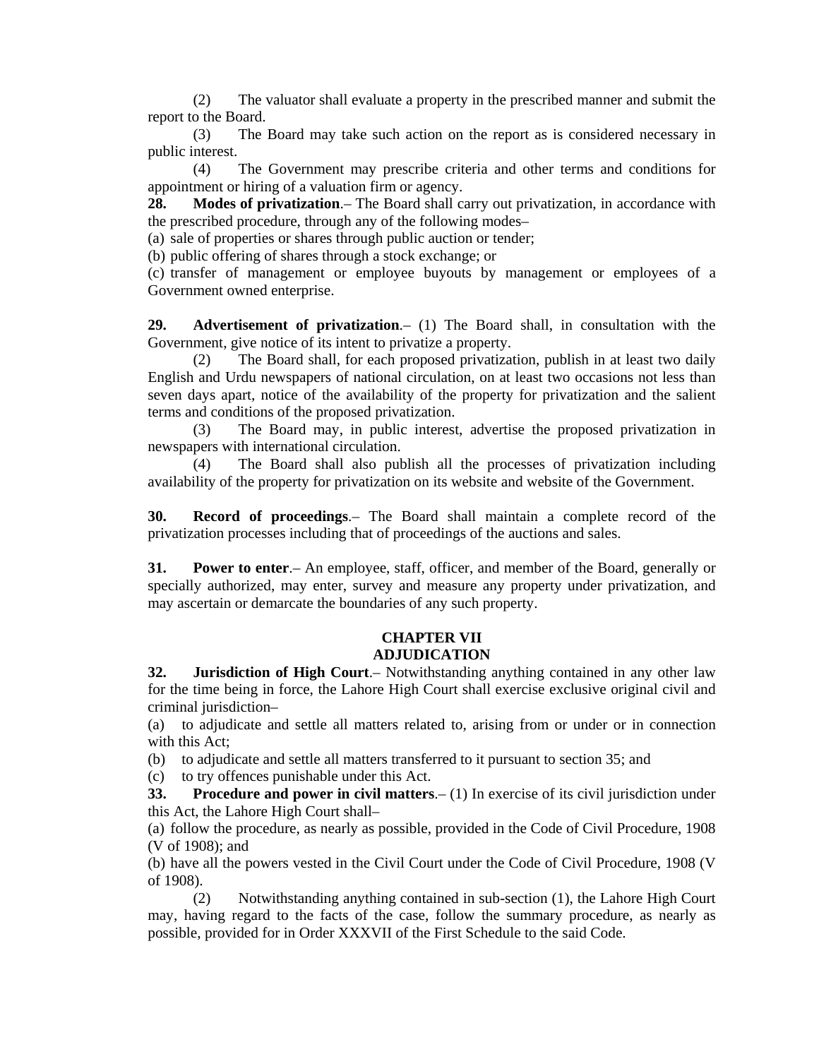(2) The valuator shall evaluate a property in the prescribed manner and submit the report to the Board.

(3) The Board may take such action on the report as is considered necessary in public interest.

(4) The Government may prescribe criteria and other terms and conditions for appointment or hiring of a valuation firm or agency.

**28. Modes of privatization**.– The Board shall carry out privatization, in accordance with the prescribed procedure, through any of the following modes–

(a) sale of properties or shares through public auction or tender;

(b) public offering of shares through a stock exchange; or

(c) transfer of management or employee buyouts by management or employees of a Government owned enterprise.

**29. Advertisement of privatization**.– (1) The Board shall, in consultation with the Government, give notice of its intent to privatize a property.

(2) The Board shall, for each proposed privatization, publish in at least two daily English and Urdu newspapers of national circulation, on at least two occasions not less than seven days apart, notice of the availability of the property for privatization and the salient terms and conditions of the proposed privatization.

(3) The Board may, in public interest, advertise the proposed privatization in newspapers with international circulation.

(4) The Board shall also publish all the processes of privatization including availability of the property for privatization on its website and website of the Government.

**30. Record of proceedings**.– The Board shall maintain a complete record of the privatization processes including that of proceedings of the auctions and sales.

**31. Power to enter**.– An employee, staff, officer, and member of the Board, generally or specially authorized, may enter, survey and measure any property under privatization, and may ascertain or demarcate the boundaries of any such property.

## CHAPTER VII
## ADJUDICATION

**32. Jurisdiction of High Court**.– Notwithstanding anything contained in any other law for the time being in force, the Lahore High Court shall exercise exclusive original civil and criminal jurisdiction–

(a) to adjudicate and settle all matters related to, arising from or under or in connection with this Act;

(b) to adjudicate and settle all matters transferred to it pursuant to section 35; and

(c) to try offences punishable under this Act.

**33. Procedure and power in civil matters**.– (1) In exercise of its civil jurisdiction under this Act, the Lahore High Court shall–

(a) follow the procedure, as nearly as possible, provided in the Code of Civil Procedure, 1908 (V of 1908); and

(b) have all the powers vested in the Civil Court under the Code of Civil Procedure, 1908 (V of 1908).

(2) Notwithstanding anything contained in sub-section (1), the Lahore High Court may, having regard to the facts of the case, follow the summary procedure, as nearly as possible, provided for in Order XXXVII of the First Schedule to the said Code.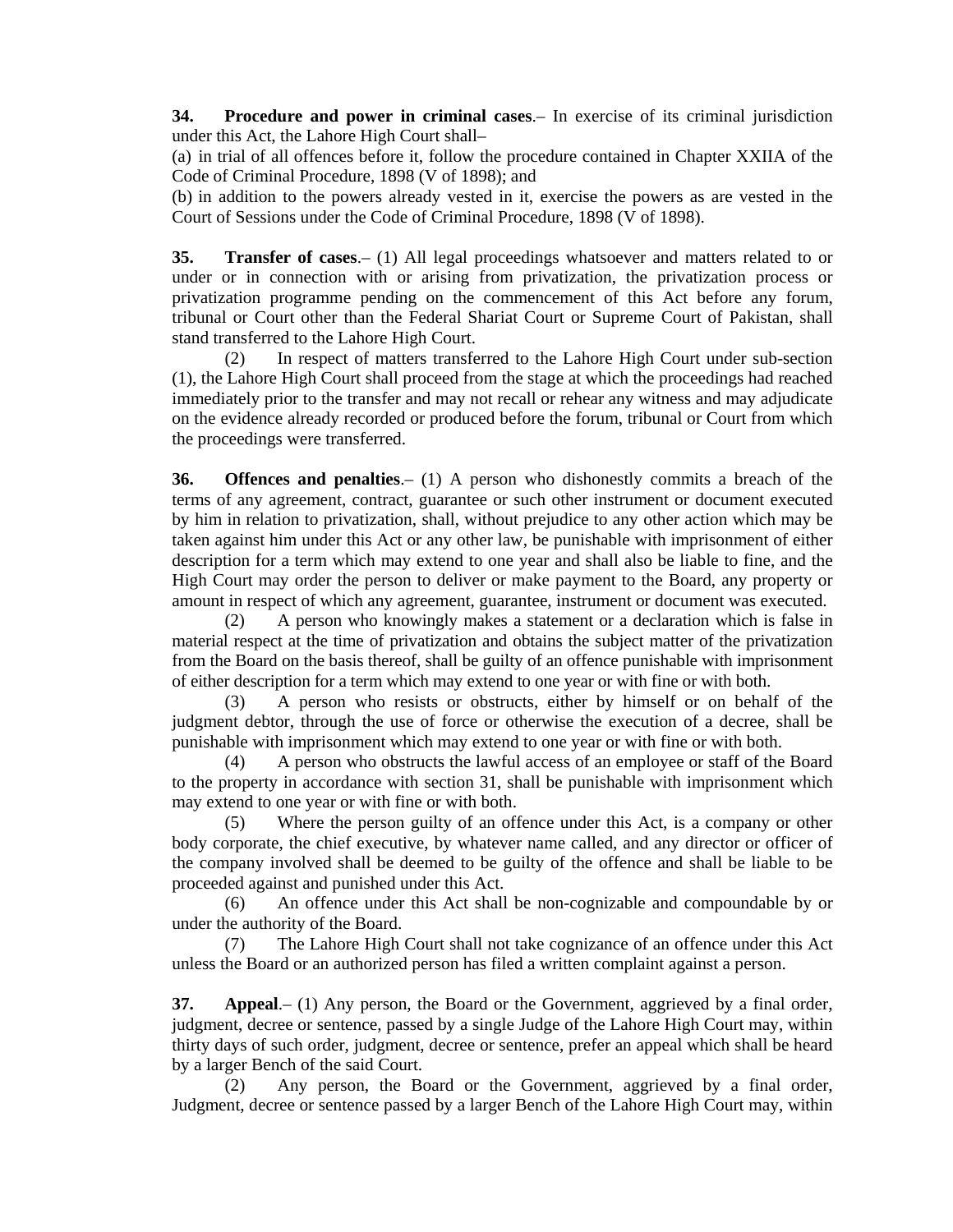**34. Procedure and power in criminal cases**.– In exercise of its criminal jurisdiction under this Act, the Lahore High Court shall–

(a) in trial of all offences before it, follow the procedure contained in Chapter XXIIA of the Code of Criminal Procedure, 1898 (V of 1898); and

(b) in addition to the powers already vested in it, exercise the powers as are vested in the Court of Sessions under the Code of Criminal Procedure, 1898 (V of 1898).

**35. Transfer of cases**.– (1) All legal proceedings whatsoever and matters related to or under or in connection with or arising from privatization, the privatization process or privatization programme pending on the commencement of this Act before any forum, tribunal or Court other than the Federal Shariat Court or Supreme Court of Pakistan, shall stand transferred to the Lahore High Court.

(2) In respect of matters transferred to the Lahore High Court under sub-section (1), the Lahore High Court shall proceed from the stage at which the proceedings had reached immediately prior to the transfer and may not recall or rehear any witness and may adjudicate on the evidence already recorded or produced before the forum, tribunal or Court from which the proceedings were transferred.

**36. Offences and penalties**.– (1) A person who dishonestly commits a breach of the terms of any agreement, contract, guarantee or such other instrument or document executed by him in relation to privatization, shall, without prejudice to any other action which may be taken against him under this Act or any other law, be punishable with imprisonment of either description for a term which may extend to one year and shall also be liable to fine, and the High Court may order the person to deliver or make payment to the Board, any property or amount in respect of which any agreement, guarantee, instrument or document was executed.

(2) A person who knowingly makes a statement or a declaration which is false in material respect at the time of privatization and obtains the subject matter of the privatization from the Board on the basis thereof, shall be guilty of an offence punishable with imprisonment of either description for a term which may extend to one year or with fine or with both.

(3) A person who resists or obstructs, either by himself or on behalf of the judgment debtor, through the use of force or otherwise the execution of a decree, shall be punishable with imprisonment which may extend to one year or with fine or with both.

(4) A person who obstructs the lawful access of an employee or staff of the Board to the property in accordance with section 31, shall be punishable with imprisonment which may extend to one year or with fine or with both.

(5) Where the person guilty of an offence under this Act, is a company or other body corporate, the chief executive, by whatever name called, and any director or officer of the company involved shall be deemed to be guilty of the offence and shall be liable to be proceeded against and punished under this Act.

(6) An offence under this Act shall be non-cognizable and compoundable by or under the authority of the Board.

(7) The Lahore High Court shall not take cognizance of an offence under this Act unless the Board or an authorized person has filed a written complaint against a person.

**37. Appeal**.– (1) Any person, the Board or the Government, aggrieved by a final order, judgment, decree or sentence, passed by a single Judge of the Lahore High Court may, within thirty days of such order, judgment, decree or sentence, prefer an appeal which shall be heard by a larger Bench of the said Court.

(2) Any person, the Board or the Government, aggrieved by a final order, Judgment, decree or sentence passed by a larger Bench of the Lahore High Court may, within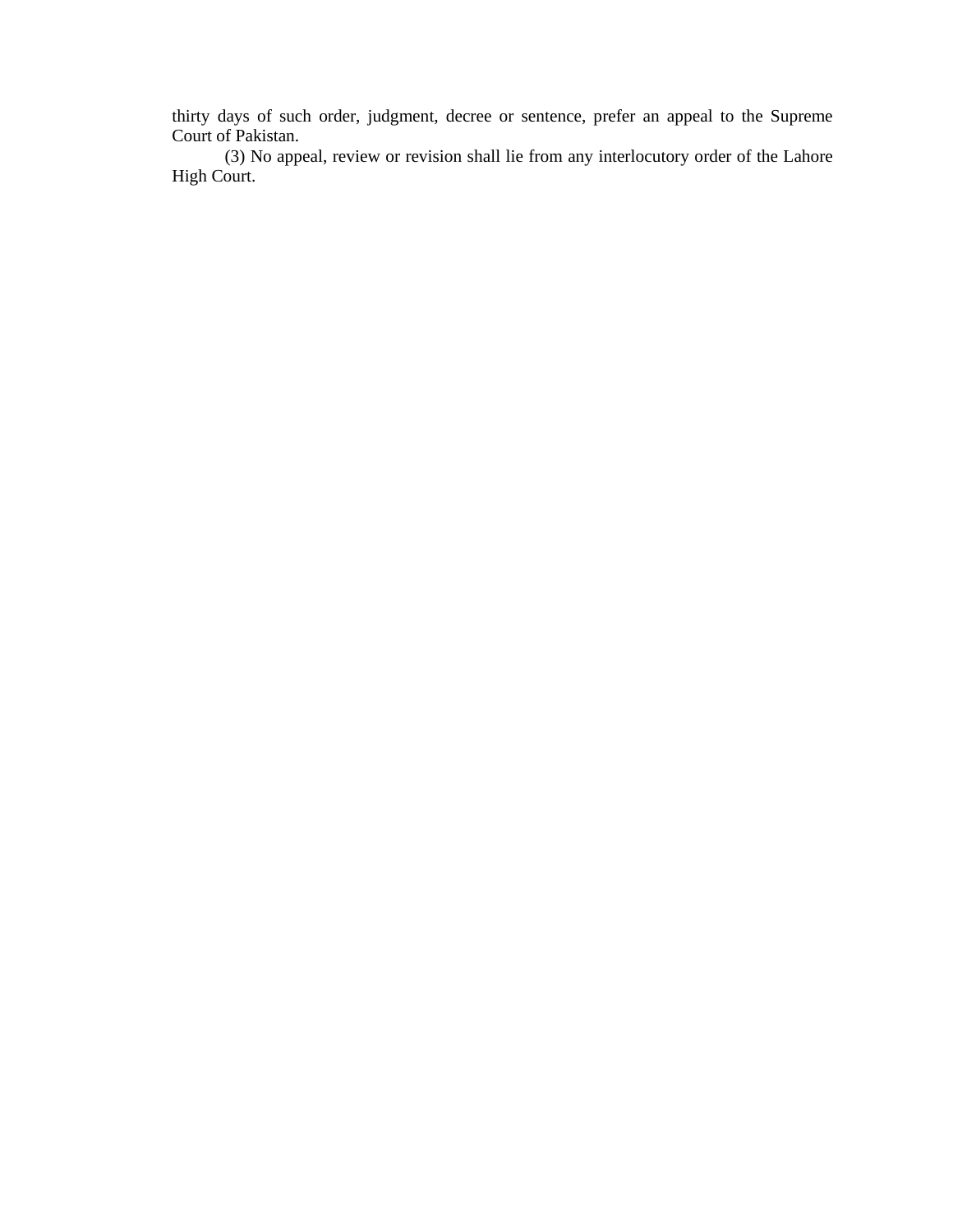thirty days of such order, judgment, decree or sentence, prefer an appeal to the Supreme Court of Pakistan.

(3) No appeal, review or revision shall lie from any interlocutory order of the Lahore High Court.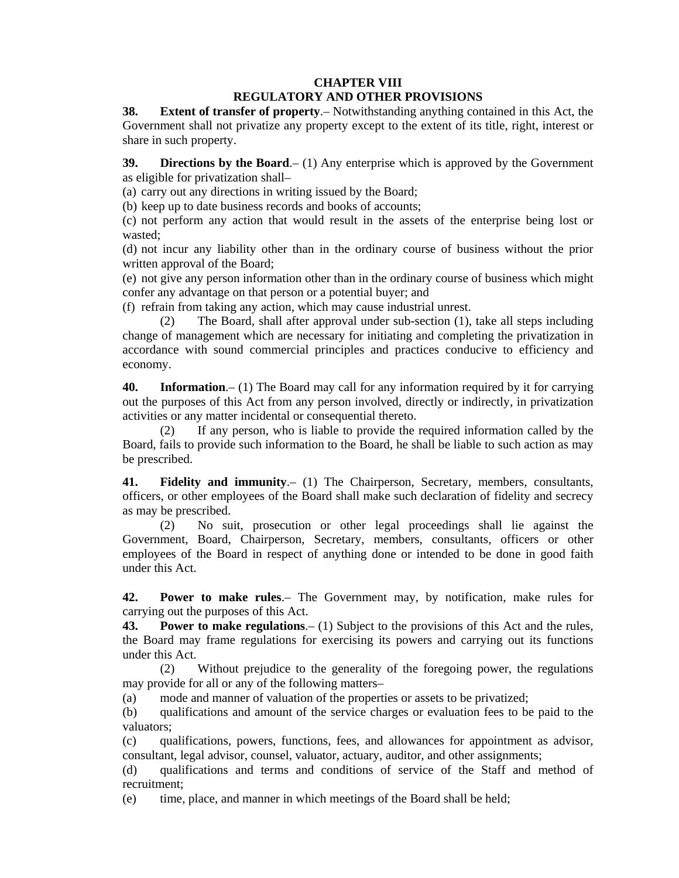## CHAPTER VIII
## REGULATORY AND OTHER PROVISIONS

**38. Extent of transfer of property**.– Notwithstanding anything contained in this Act, the Government shall not privatize any property except to the extent of its title, right, interest or share in such property.

**39. Directions by the Board**.– (1) Any enterprise which is approved by the Government as eligible for privatization shall–

(a) carry out any directions in writing issued by the Board;

(b) keep up to date business records and books of accounts;

(c) not perform any action that would result in the assets of the enterprise being lost or wasted;

(d) not incur any liability other than in the ordinary course of business without the prior written approval of the Board;

(e) not give any person information other than in the ordinary course of business which might confer any advantage on that person or a potential buyer; and

(f) refrain from taking any action, which may cause industrial unrest.

(2) The Board, shall after approval under sub-section (1), take all steps including change of management which are necessary for initiating and completing the privatization in accordance with sound commercial principles and practices conducive to efficiency and economy.

**40. Information**.– (1) The Board may call for any information required by it for carrying out the purposes of this Act from any person involved, directly or indirectly, in privatization activities or any matter incidental or consequential thereto.

(2) If any person, who is liable to provide the required information called by the Board, fails to provide such information to the Board, he shall be liable to such action as may be prescribed.

**41. Fidelity and immunity**.– (1) The Chairperson, Secretary, members, consultants, officers, or other employees of the Board shall make such declaration of fidelity and secrecy as may be prescribed.

(2) No suit, prosecution or other legal proceedings shall lie against the Government, Board, Chairperson, Secretary, members, consultants, officers or other employees of the Board in respect of anything done or intended to be done in good faith under this Act.

**42. Power to make rules**.– The Government may, by notification, make rules for carrying out the purposes of this Act.

**43. Power to make regulations**.– (1) Subject to the provisions of this Act and the rules, the Board may frame regulations for exercising its powers and carrying out its functions under this Act.

(2) Without prejudice to the generality of the foregoing power, the regulations may provide for all or any of the following matters–

(a) mode and manner of valuation of the properties or assets to be privatized;

(b) qualifications and amount of the service charges or evaluation fees to be paid to the valuators;

(c) qualifications, powers, functions, fees, and allowances for appointment as advisor, consultant, legal advisor, counsel, valuator, actuary, auditor, and other assignments;

(d) qualifications and terms and conditions of service of the Staff and method of recruitment;

(e) time, place, and manner in which meetings of the Board shall be held;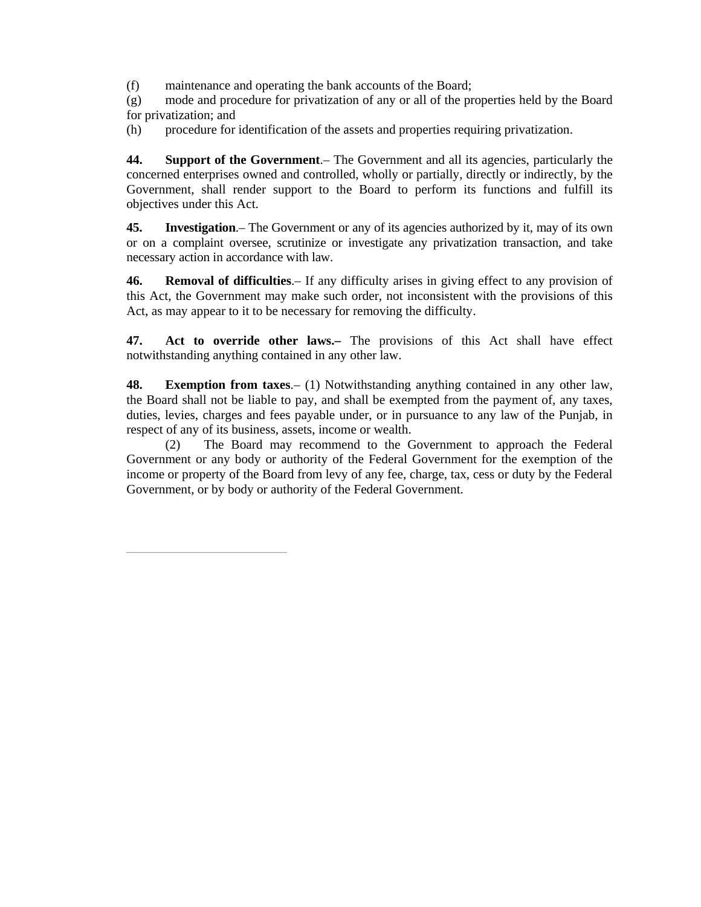(f) maintenance and operating the bank accounts of the Board;

(g) mode and procedure for privatization of any or all of the properties held by the Board for privatization; and

(h) procedure for identification of the assets and properties requiring privatization.

**44. Support of the Government**.– The Government and all its agencies, particularly the concerned enterprises owned and controlled, wholly or partially, directly or indirectly, by the Government, shall render support to the Board to perform its functions and fulfill its objectives under this Act.

**45. Investigation**.– The Government or any of its agencies authorized by it, may of its own or on a complaint oversee, scrutinize or investigate any privatization transaction, and take necessary action in accordance with law.

**46. Removal of difficulties**.– If any difficulty arises in giving effect to any provision of this Act, the Government may make such order, not inconsistent with the provisions of this Act, as may appear to it to be necessary for removing the difficulty.

**47. Act to override other laws.–** The provisions of this Act shall have effect notwithstanding anything contained in any other law.

**48. Exemption from taxes**.– (1) Notwithstanding anything contained in any other law, the Board shall not be liable to pay, and shall be exempted from the payment of, any taxes, duties, levies, charges and fees payable under, or in pursuance to any law of the Punjab, in respect of any of its business, assets, income or wealth.

(2) The Board may recommend to the Government to approach the Federal Government or any body or authority of the Federal Government for the exemption of the income or property of the Board from levy of any fee, charge, tax, cess or duty by the Federal Government, or by body or authority of the Federal Government.